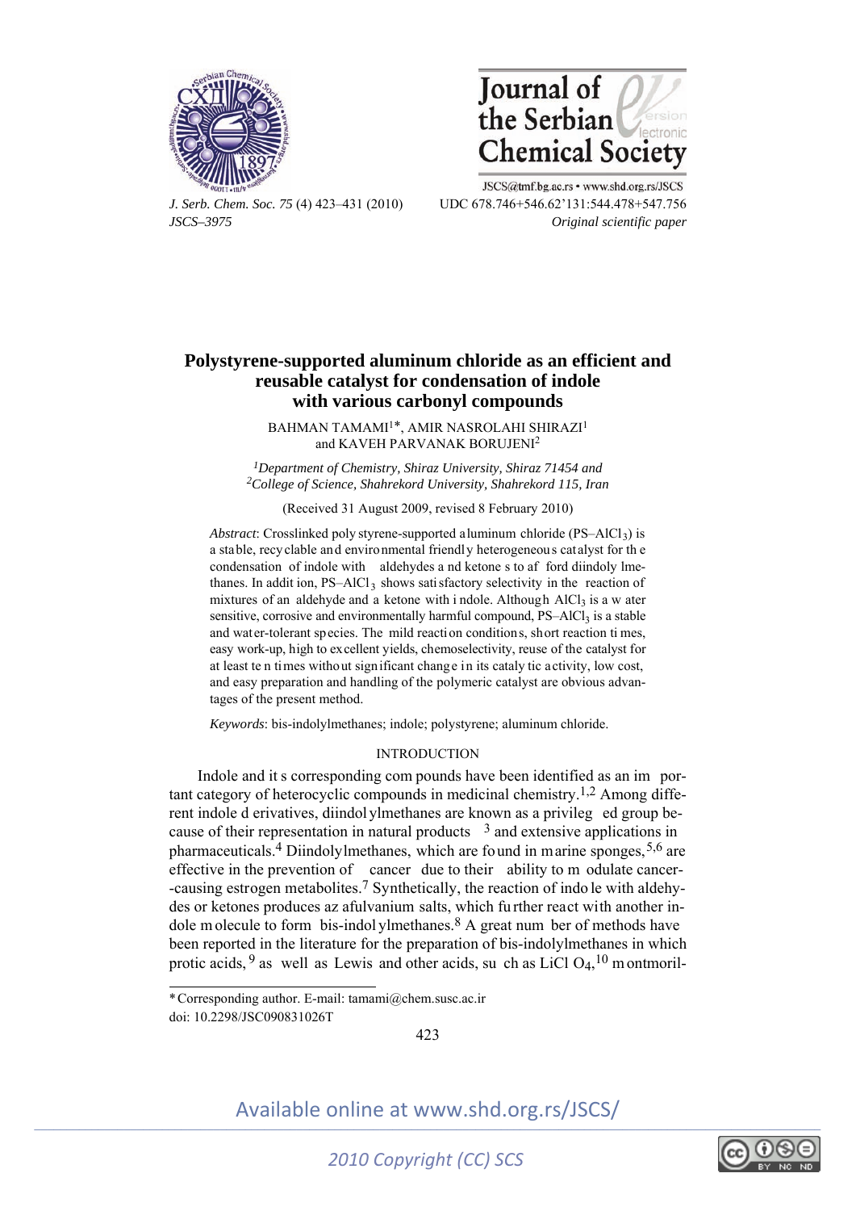# Polystyrene-supported aluminum chloride as an efficient and reusable catalyst for condensation of indole with various carbonyl compounds

BAHMAN TAMAMI[1]*, AMIR NASROLAHI SHIRAZI[1] and KAVEH PARVANAK BORUJENI[2]

[1]*Department of Chemistry, Shiraz University, Shiraz 71454 and* [2]*College of Science, Shahrekord University, Shahrekord 115, Iran*

(Received 31 August 2009, revised 8 February 2010)

*Abstract*: Crosslinked polystyrene-supported aluminum chloride (PS–$AlCl_3$) is a stable, recyclable and environmental friendly heterogeneous catalyst for the condensation of indole with aldehydes and ketones to afford diindolylmethanes. In addition, PS–$AlCl_3$ shows satisfactory selectivity in the reaction of mixtures of an aldehyde and a ketone with indole. Although $AlCl_3$ is a water sensitive, corrosive and environmentally harmful compound, PS–$AlCl_3$ is a stable and water-tolerant species. The mild reaction conditions, short reaction times, easy work-up, high to excellent yields, chemoselectivity, reuse of the catalyst for at least ten times without significant change in its catalytic activity, low cost, and easy preparation and handling of the polymeric catalyst are obvious advantages of the present method.

*Keywords*: bis-indolylmethanes; indole; polystyrene; aluminum chloride.

## INTRODUCTION

Indole and its corresponding compounds have been identified as an important category of heterocyclic compounds in medicinal chemistry.[1,2] Among different indole derivatives, diindolylmethanes are known as a privileged group because of their representation in natural products [3] and extensive applications in pharmaceuticals.[4] Diindolylmethanes, which are found in marine sponges,[5,6] are effective in the prevention of cancer due to their ability to modulate cancer-causing estrogen metabolites.[7] Synthetically, the reaction of indole with aldehydes or ketones produces azafulvanium salts, which further react with another indole molecule to form bis-indolylmethanes.[8] A great number of methods have been reported in the literature for the preparation of bis-indolylmethanes in which protic acids,[9] as well as Lewis and other acids, such as $LiClO_4$,[10] montmoril-

---

\* Corresponding author. E-mail: tamami@chem.susc.ac.ir
doi: 10.2298/JSC090831026T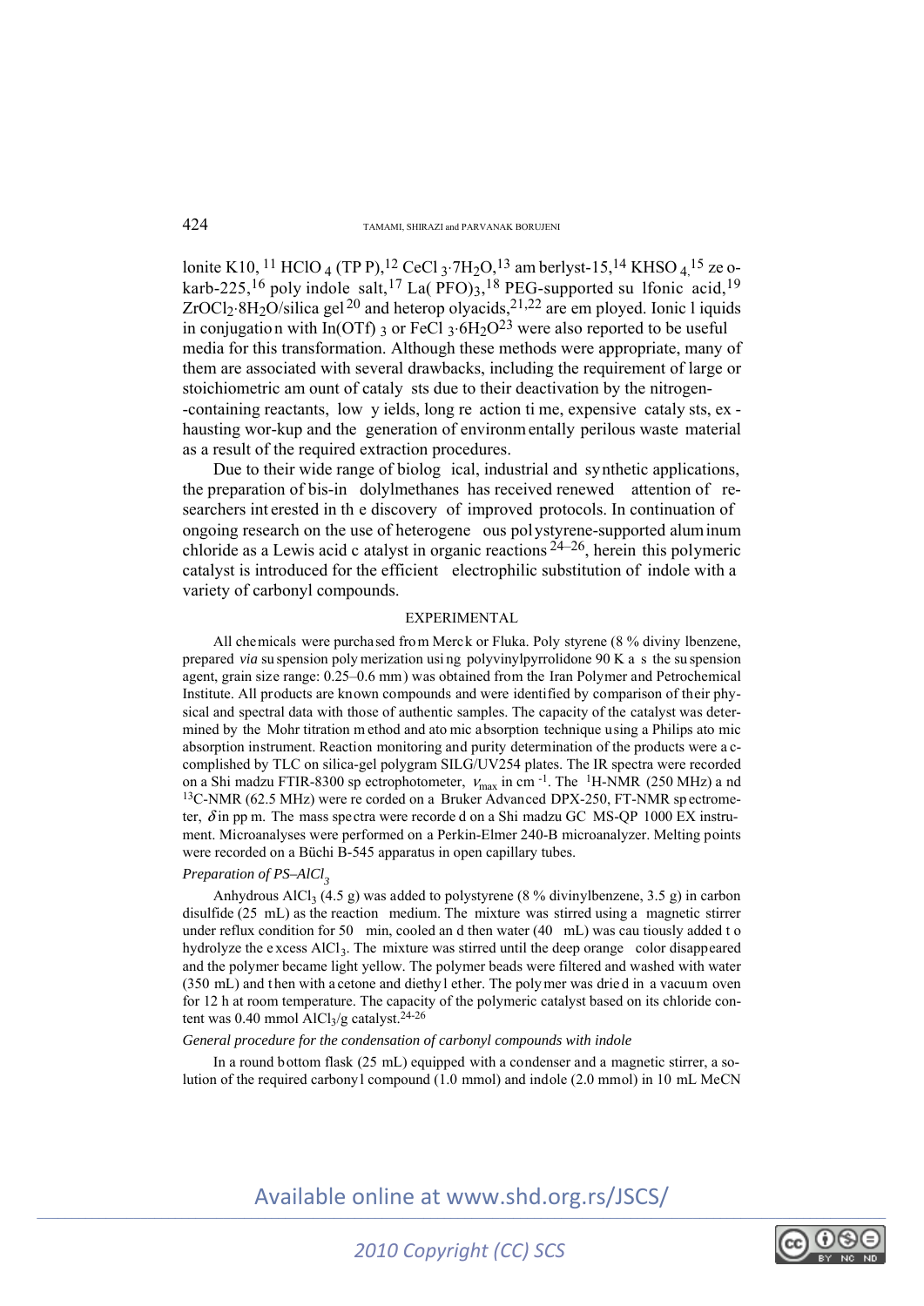lonite K10,[11] $HClO_4$ (TPP),[12] $CeCl_3 \cdot 7H_2O$,[13] amberlyst-15,[14] $KHSO_4$,[15] zeokarb-225,[16] poly indole salt,[17] $La(PFO)_3$,[18] PEG-supported sulfonic acid,[19] $ZrOCl_2 \cdot 8H_2O$/silica gel[20] and heteropolyacids,[21,22] are employed. Ionic liquids in conjugation with $In(OTf)_3$ or $FeCl_3 \cdot 6H_2O$[23] were also reported to be useful media for this transformation. Although these methods were appropriate, many of them are associated with several drawbacks, including the requirement of large or stoichiometric amount of catalysts due to their deactivation by the nitrogen-containing reactants, low yields, long reaction time, expensive catalysts, exhausting wor-kup and the generation of environmentally perilous waste material as a result of the required extraction procedures.

Due to their wide range of biological, industrial and synthetic applications, the preparation of bis-indolylmethanes has received renewed attention of researchers interested in the discovery of improved protocols. In continuation of ongoing research on the use of heterogeneous polystyrene-supported aluminum chloride as a Lewis acid catalyst in organic reactions[24–26], herein this polymeric catalyst is introduced for the efficient electrophilic substitution of indole with a variety of carbonyl compounds.

## EXPERIMENTAL

All chemicals were purchased from Merck or Fluka. Polystyrene (8 % divinylbenzene, prepared *via* suspension polymerization using polyvinylpyrrolidone 90 K as the suspension agent, grain size range: 0.25–0.6 mm) was obtained from the Iran Polymer and Petrochemical Institute. All products are known compounds and were identified by comparison of their physical and spectral data with those of authentic samples. The capacity of the catalyst was determined by the Mohr titration method and atomic absorption technique using a Philips atomic absorption instrument. Reaction monitoring and purity determination of the products were accomplished by TLC on silica-gel polygram SILG/UV254 plates. The IR spectra were recorded on a Shimadzu FTIR-8300 spectrophotometer, $\nu_{max}$ in $cm^{-1}$. The $^1H$-NMR (250 MHz) and $^{13}C$-NMR (62.5 MHz) were recorded on a Bruker Advanced DPX-250, FT-NMR spectrometer, $\delta$ in ppm. The mass spectra were recorded on a Shimadzu GC MS-QP 1000 EX instrument. Microanalyses were performed on a Perkin-Elmer 240-B microanalyzer. Melting points were recorded on a Büchi B-545 apparatus in open capillary tubes.

### *Preparation of PS–$AlCl_3$*

Anhydrous $AlCl_3$ (4.5 g) was added to polystyrene (8 % divinylbenzene, 3.5 g) in carbon disulfide (25 mL) as the reaction medium. The mixture was stirred using a magnetic stirrer under reflux condition for 50 min, cooled and then water (40 mL) was cautiously added to hydrolyze the excess $AlCl_3$. The mixture was stirred until the deep orange color disappeared and the polymer became light yellow. The polymer beads were filtered and washed with water (350 mL) and then with acetone and diethyl ether. The polymer was dried in a vacuum oven for 12 h at room temperature. The capacity of the polymeric catalyst based on its chloride content was 0.40 mmol $AlCl_3$/g catalyst.[24-26]

### *General procedure for the condensation of carbonyl compounds with indole*

In a round bottom flask (25 mL) equipped with a condenser and a magnetic stirrer, a solution of the required carbonyl compound (1.0 mmol) and indole (2.0 mmol) in 10 mL MeCN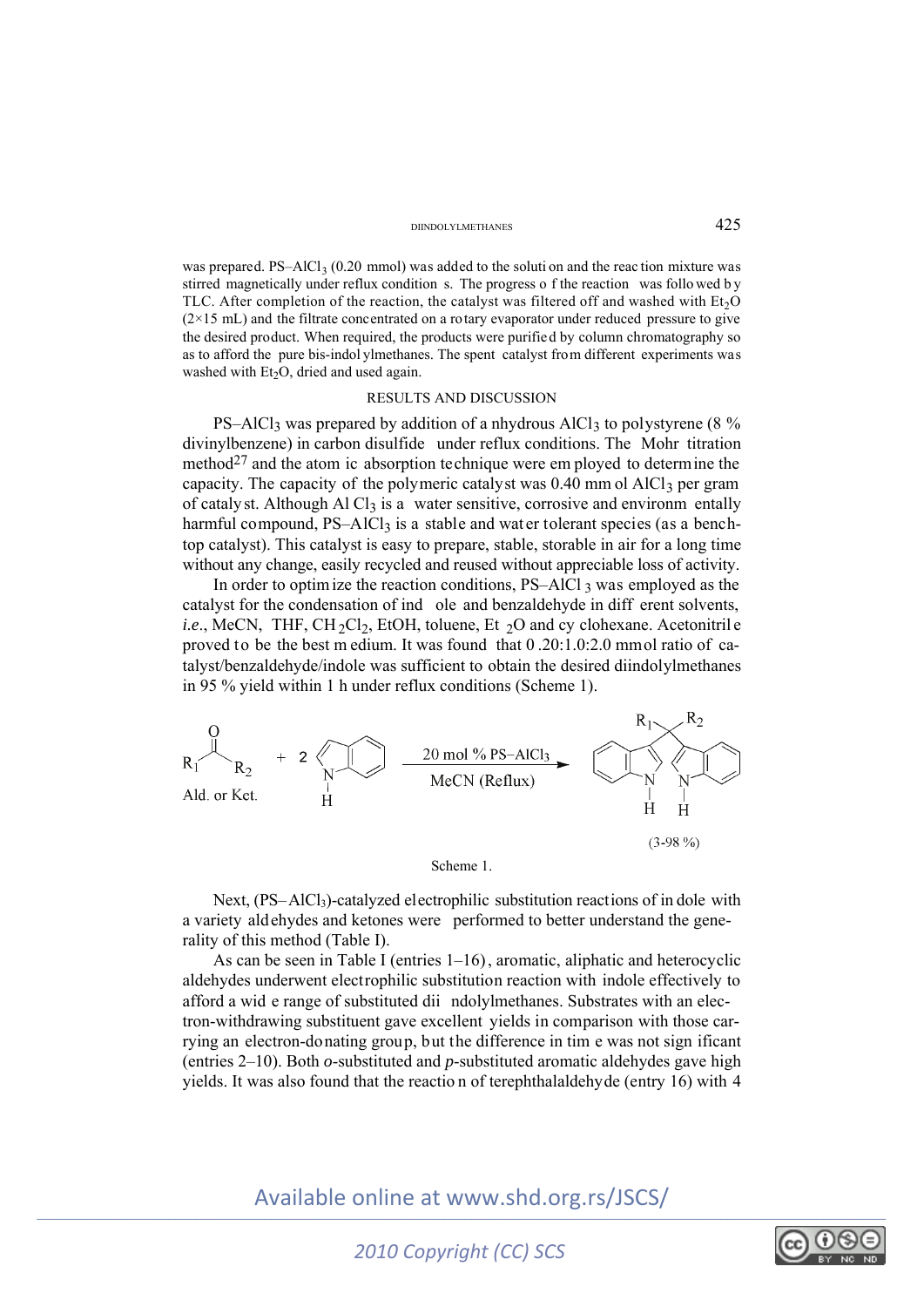was prepared. PS–$AlCl_3$ (0.20 mmol) was added to the solution and the reaction mixture was stirred magnetically under reflux conditions. The progress of the reaction was followed by TLC. After completion of the reaction, the catalyst was filtered off and washed with $Et_2O$ (2×15 mL) and the filtrate concentrated on a rotary evaporator under reduced pressure to give the desired product. When required, the products were purified by column chromatography so as to afford the pure bis-indolylmethanes. The spent catalyst from different experiments was washed with $Et_2O$, dried and used again.

## RESULTS AND DISCUSSION

PS–$AlCl_3$ was prepared by addition of anhydrous $AlCl_3$ to polystyrene (8 % divinylbenzene) in carbon disulfide under reflux conditions. The Mohr titration method[27] and the atomic absorption technique were employed to determine the capacity. The capacity of the polymeric catalyst was 0.40 mmol $AlCl_3$ per gram of catalyst. Although $AlCl_3$ is a water sensitive, corrosive and environmentally harmful compound, PS–$AlCl_3$ is a stable and water tolerant species (as a bench-top catalyst). This catalyst is easy to prepare, stable, storable in air for a long time without any change, easily recycled and reused without appreciable loss of activity.

In order to optimize the reaction conditions, PS–$AlCl_3$ was employed as the catalyst for the condensation of indole and benzaldehyde in different solvents, *i.e.*, MeCN, THF, $CH_2Cl_2$, EtOH, toluene, $Et_2O$ and cyclohexane. Acetonitrile proved to be the best medium. It was found that 0.20:1.0:2.0 mmol ratio of catalyst/benzaldehyde/indole was sufficient to obtain the desired diindolylmethanes in 95 % yield within 1 h under reflux conditions (Scheme 1).

$R_1C(O)R_2$ (Ald. or Ket.) + 2 indole → (20 mol % PS–$AlCl_3$, MeCN (Reflux)) → $R_1R_2C$(3-indolyl)$_2$ (3–98 %)

Scheme 1.

Next, (PS–$AlCl_3$)-catalyzed electrophilic substitution reactions of indole with a variety aldehydes and ketones were performed to better understand the generality of this method (Table I).

As can be seen in Table I (entries 1–16), aromatic, aliphatic and heterocyclic aldehydes underwent electrophilic substitution reaction with indole effectively to afford a wide range of substituted diindolylmethanes. Substrates with an electron-withdrawing substituent gave excellent yields in comparison with those carrying an electron-donating group, but the difference in time was not significant (entries 2–10). Both *o*-substituted and *p*-substituted aromatic aldehydes gave high yields. It was also found that the reaction of terephthalaldehyde (entry 16) with 4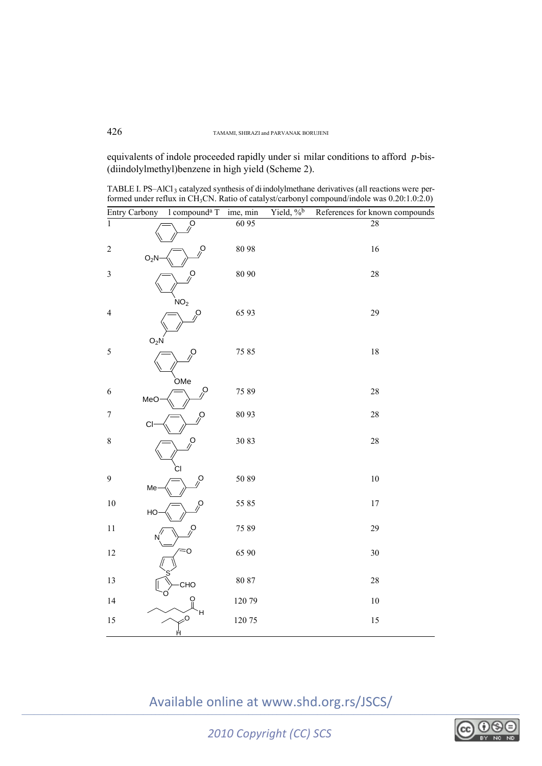equivalents of indole proceeded rapidly under similar conditions to afford *p*-bis-(diindolylmethyl)benzene in high yield (Scheme 2).

TABLE I. PS–$AlCl_3$ catalyzed synthesis of diindolylmethane derivatives (all reactions were performed under reflux in $CH_3CN$. Ratio of catalyst/carbonyl compound/indole was 0.20:1.0:2.0)

| Entry | Carbonyl compound[a] | Time, min | Yield, %[b] | References for known compounds |
|---|---|---|---|---|
| 1 | benzaldehyde | 60 | 95 | 28 |
| 2 | $O_2N$–C₆H₄–CHO (*p*-nitrobenzaldehyde) | 80 | 98 | 16 |
| 3 | *o*-nitrobenzaldehyde ($NO_2$) | 80 | 90 | 28 |
| 4 | *m*-nitrobenzaldehyde ($O_2N$) | 65 | 93 | 29 |
| 5 | *o*-methoxybenzaldehyde (OMe) | 75 | 85 | 18 |
| 6 | *p*-methoxybenzaldehyde (MeO) | 75 | 89 | 28 |
| 7 | *p*-chlorobenzaldehyde (Cl) | 80 | 93 | 28 |
| 8 | *o*-chlorobenzaldehyde (Cl) | 30 | 83 | 28 |
| 9 | *p*-methylbenzaldehyde (Me) | 50 | 89 | 10 |
| 10 | *p*-hydroxybenzaldehyde (HO) | 55 | 85 | 17 |
| 11 | pyridine-4-carbaldehyde (N) | 75 | 89 | 29 |
| 12 | thiophene-3-carbaldehyde (S) | 65 | 90 | 30 |
| 13 | furan-2-carbaldehyde (CHO) | 80 | 87 | 28 |
| 14 | hexanal | 120 | 79 | 10 |
| 15 | propanal | 120 | 75 | 15 |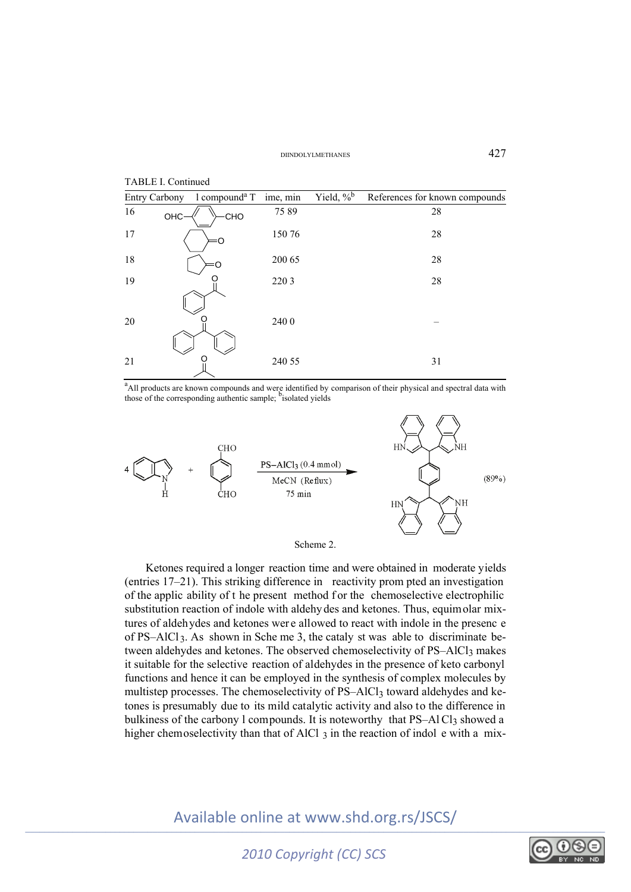TABLE I. Continued

| Entry | Carbonyl compound[a] | Time, min | Yield, %[b] | References for known compounds |
|---|---|---|---|---|
| 16 | OHC–C$_6$H$_4$–CHO | 75 | 89 | 28 |
| 17 | cyclohexanone | 150 | 76 | 28 |
| 18 | cyclopentanone | 200 | 65 | 28 |
| 19 | acetophenone | 220 | 3 | 28 |
| 20 | benzophenone | 240 | 0 | – |
| 21 | acetone | 240 | 55 | 31 |

[a]All products are known compounds and were identified by comparison of their physical and spectral data with those of the corresponding authentic sample; [b]isolated yields

4 indole + terephthalaldehyde $\xrightarrow[\text{MeCN (Reflux), 75 min}]{\text{PS–AlCl}_3\text{ (0.4 mmol)}}$ tetrakis(indolyl) product (89%)

Scheme 2.

Ketones required a longer reaction time and were obtained in moderate yields (entries 17–21). This striking difference in reactivity prompted an investigation of the applicability of the present method for the chemoselective electrophilic substitution reaction of indole with aldehydes and ketones. Thus, equimolar mixtures of aldehydes and ketones were allowed to react with indole in the presence of PS–$AlCl_3$. As shown in Scheme 3, the catalyst was able to discriminate between aldehydes and ketones. The observed chemoselectivity of PS–$AlCl_3$ makes it suitable for the selective reaction of aldehydes in the presence of keto carbonyl functions and hence it can be employed in the synthesis of complex molecules by multistep processes. The chemoselectivity of PS–$AlCl_3$ toward aldehydes and ketones is presumably due to its mild catalytic activity and also to the difference in bulkiness of the carbonyl compounds. It is noteworthy that PS–$AlCl_3$ showed a higher chemoselectivity than that of $AlCl_3$ in the reaction of indole with a mix-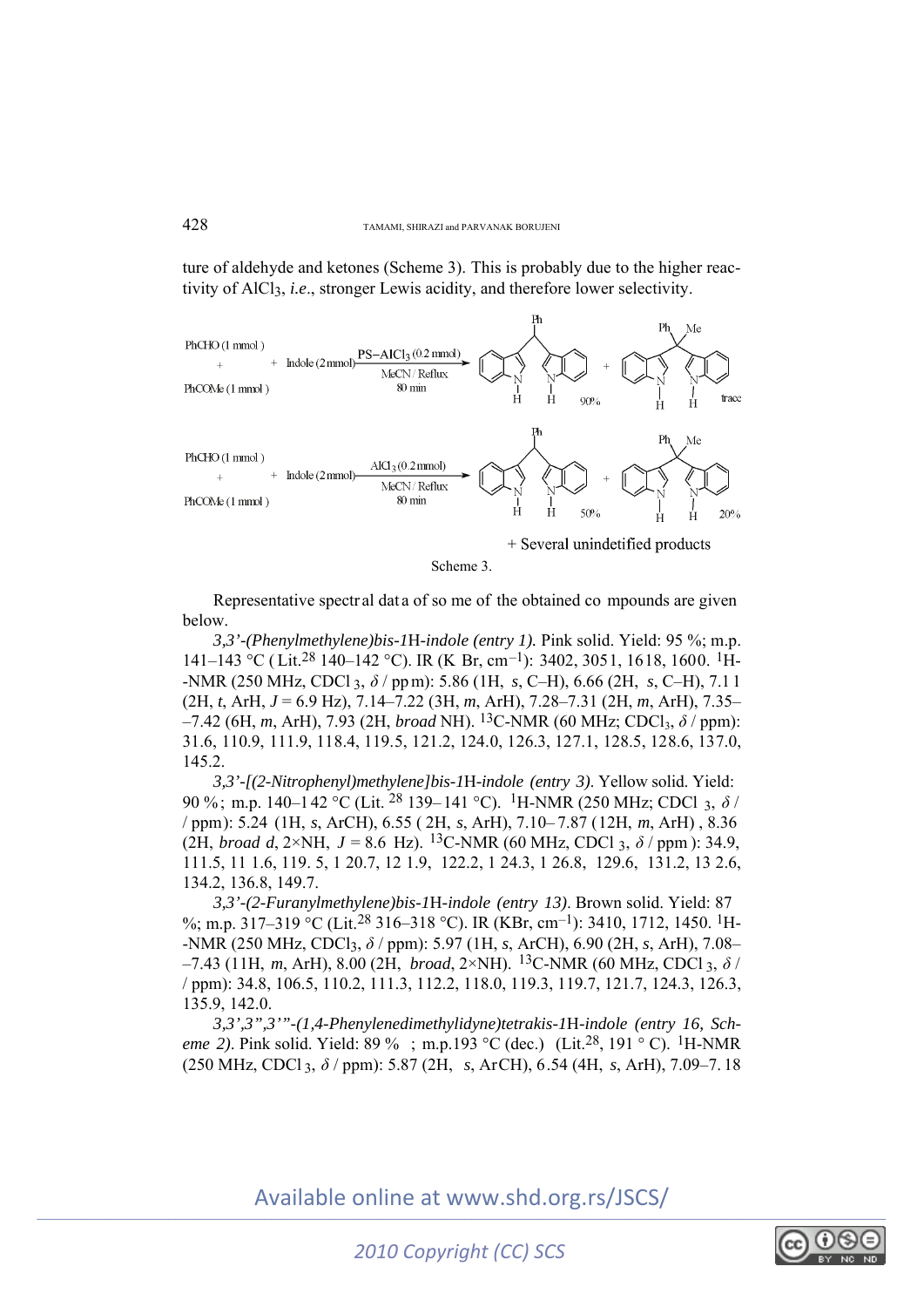ture of aldehyde and ketones (Scheme 3). This is probably due to the higher reactivity of $AlCl_3$, *i.e.*, stronger Lewis acidity, and therefore lower selectivity.

Scheme 3.

Representative spectral data of some of the obtained compounds are given below.

*3,3'-(Phenylmethylene)bis-1*H*-indole (entry 1).* Pink solid. Yield: 95 %; m.p. 141–143 °C (Lit.[28] 140–142 °C). IR (KBr, $cm^{-1}$): 3402, 3051, 1618, 1600. $^{1}H$-NMR (250 MHz, $CDCl_3$, $\delta$ / ppm): 5.86 (1H, *s*, C–H), 6.66 (2H, *s*, C–H), 7.11 (2H, *t*, ArH, $J$ = 6.9 Hz), 7.14–7.22 (3H, *m*, ArH), 7.28–7.31 (2H, *m*, ArH), 7.35–7.42 (6H, *m*, ArH), 7.93 (2H, *broad* NH). $^{13}C$-NMR (60 MHz; $CDCl_3$, $\delta$ / ppm): 31.6, 110.9, 111.9, 118.4, 119.5, 121.2, 124.0, 126.3, 127.1, 128.5, 128.6, 137.0, 145.2.

*3,3'-[(2-Nitrophenyl)methylene]bis-1*H*-indole (entry 3).* Yellow solid. Yield: 90 %; m.p. 140–142 °C (Lit. [28] 139–141 °C). $^{1}H$-NMR (250 MHz; $CDCl_3$, $\delta$ / ppm): 5.24 (1H, *s*, ArCH), 6.55 (2H, *s*, ArH), 7.10–7.87 (12H, *m*, ArH), 8.36 (2H, *broad d*, 2×NH, $J$ = 8.6 Hz). $^{13}C$-NMR (60 MHz, $CDCl_3$, $\delta$ / ppm): 34.9, 111.5, 111.6, 119.5, 120.7, 121.9, 122.2, 124.3, 126.8, 129.6, 131.2, 132.6, 134.2, 136.8, 149.7.

*3,3'-(2-Furanylmethylene)bis-1*H*-indole (entry 13).* Brown solid. Yield: 87 %; m.p. 317–319 °C (Lit.[28] 316–318 °C). IR (KBr, $cm^{-1}$): 3410, 1712, 1450. $^{1}H$-NMR (250 MHz, $CDCl_3$, $\delta$ / ppm): 5.97 (1H, *s*, ArCH), 6.90 (2H, *s*, ArH), 7.08–7.43 (11H, *m*, ArH), 8.00 (2H, *broad*, 2×NH). $^{13}C$-NMR (60 MHz, $CDCl_3$, $\delta$ / ppm): 34.8, 106.5, 110.2, 111.3, 112.2, 118.0, 119.3, 119.7, 121.7, 124.3, 126.3, 135.9, 142.0.

*3,3',3'',3'''-(1,4-Phenylenedimethylidyne)tetrakis-1*H*-indole (entry 16, Scheme 2).* Pink solid. Yield: 89 %; m.p. 193 °C (dec.) (Lit.[28], 191 °C). $^{1}H$-NMR (250 MHz, $CDCl_3$, $\delta$ / ppm): 5.87 (2H, *s*, ArCH), 6.54 (4H, *s*, ArH), 7.09–7.18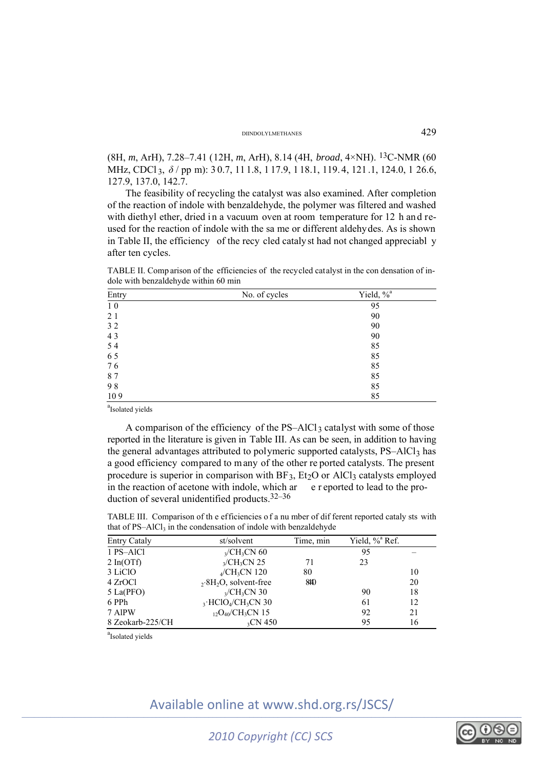(8H, *m*, ArH), 7.28–7.41 (12H, *m*, ArH), 8.14 (4H, *broad*, 4×NH). $^{13}$C-NMR (60 MHz, $CDCl_3$, $\delta$ / pp m): 30.7, 111.8, 117.9, 118.1, 119.4, 121.1, 124.0, 126.6, 127.9, 137.0, 142.7.

The feasibility of recycling the catalyst was also examined. After completion of the reaction of indole with benzaldehyde, the polymer was filtered and washed with diethyl ether, dried in a vacuum oven at room temperature for 12 h and re-used for the reaction of indole with the same or different aldehydes. As is shown in Table II, the efficiency of the recycled catalyst had not changed appreciably after ten cycles.

TABLE II. Comparison of the efficiencies of the recycled catalyst in the condensation of indole with benzaldehyde within 60 min

| Entry | No. of cycles | Yield, %[a] |
|---|---|---|
| 1 | 0 | 95 |
| 2 | 1 | 90 |
| 3 | 2 | 90 |
| 4 | 3 | 90 |
| 5 | 4 | 85 |
| 6 | 5 | 85 |
| 7 | 6 | 85 |
| 8 | 7 | 85 |
| 9 | 8 | 85 |
| 10 | 9 | 85 |

[a]Isolated yields

A comparison of the efficiency of the PS–$AlCl_3$ catalyst with some of those reported in the literature is given in Table III. As can be seen, in addition to having the general advantages attributed to polymeric supported catalysts, PS–$AlCl_3$ has a good efficiency compared to many of the other reported catalysts. The present procedure is superior in comparison with $BF_3$, $Et_2O$ or $AlCl_3$ catalysts employed in the reaction of acetone with indole, which are reported to lead to the production of several unidentified products.[32–36]

TABLE III. Comparison of the efficiencies of a number of different reported catalysts with that of PS–$AlCl_3$ in the condensation of indole with benzaldehyde

| Entry | Catalyst/solvent | Time, min | Yield, %[a] | Ref. |
|---|---|---|---|---|
| 1 | PS–$AlCl_3$/$CH_3CN$ | 60 | 95 | – |
| 2 | $In(OTf)_3$/$CH_3CN$ | 25 | 71 | 23 |
| 3 | $LiClO_4$/$CH_3CN$ | 120 | 80 | 10 |
| 4 | $ZrOCl_2\cdot 8H_2O$, solvent-free | 840 | | 20 |
| 5 | $La(PFO)_3$/$CH_3CN$ | 30 | 90 | 18 |
| 6 | $PPh_3\cdot HClO_4$/$CH_3CN$ | 30 | 61 | 12 |
| 7 | $AlPW_{12}O_{40}$/$CH_3CN$ | 15 | 92 | 21 |
| 8 | Zeokarb-225/$CH_3CN$ | 450 | 95 | 16 |

[a]Isolated yields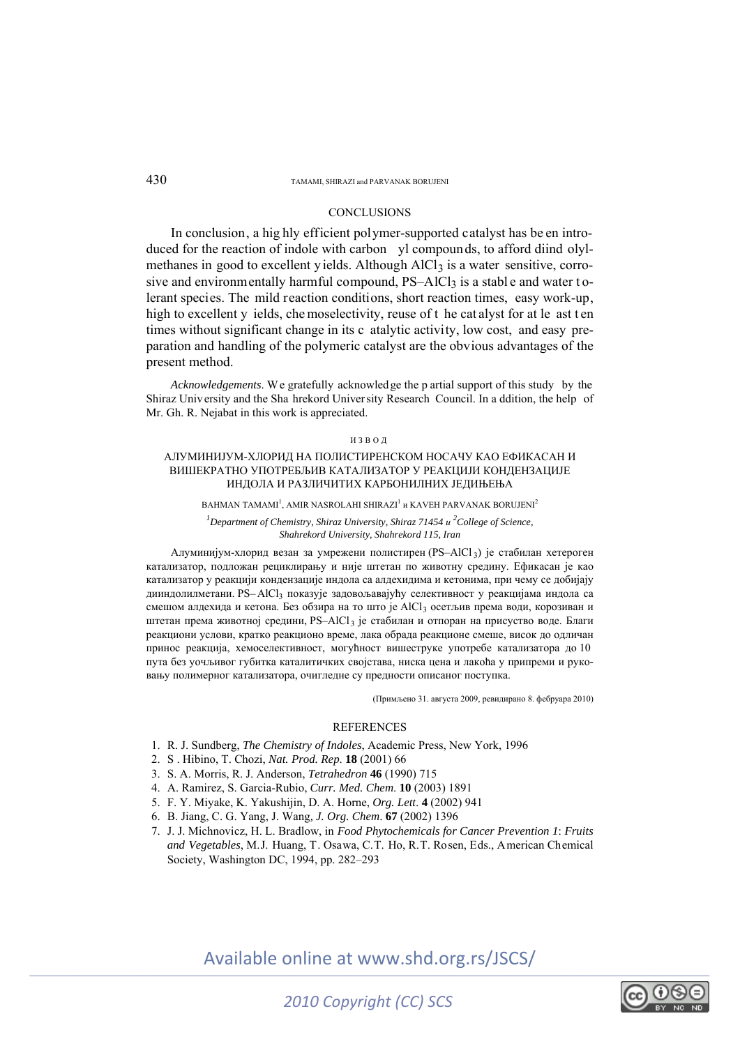## CONCLUSIONS

In conclusion, a highly efficient polymer-supported catalyst has been introduced for the reaction of indole with carbonyl compounds, to afford diindolylmethanes in good to excellent yields. Although $AlCl_3$ is a water sensitive, corrosive and environmentally harmful compound, PS–$AlCl_3$ is a stable and water tolerant species. The mild reaction conditions, short reaction times, easy work-up, high to excellent yields, chemoselectivity, reuse of the catalyst for at least ten times without significant change in its catalytic activity, low cost, and easy preparation and handling of the polymeric catalyst are the obvious advantages of the present method.

*Acknowledgements*. We gratefully acknowledge the partial support of this study by the Shiraz University and the Shahrekord University Research Council. In addition, the help of Mr. Gh. R. Nejabat in this work is appreciated.

## ИЗВОД

### АЛУМИНИЈУМ-ХЛОРИД НА ПОЛИСТИРЕНСКОМ НОСАЧУ КАО ЕФИКАСАН И ВИШЕКРАТНО УПОТРЕБЉИВ КАТАЛИЗАТОР У РЕАКЦИЈИ КОНДЕНЗАЦИЈЕ ИНДОЛА И РАЗЛИЧИТИХ КАРБОНИЛНИХ ЈЕДИЊЕЊА

BAHMAN TAMAMI[1], AMIR NASROLAHI SHIRAZI[1] и KAVEH PARVANAK BORUJENI[2]

[1]*Department of Chemistry, Shiraz University, Shiraz 71454 и* [2]*College of Science, Shahrekord University, Shahrekord 115, Iran*

Алуминијум-хлорид везан за умрежени полистирен (PS–$AlCl_3$) је стабилан хетероген катализатор, подложан рециклирању и није штетан по животну средину. Ефикасан је као катализатор у реакцији кондензације индола са алдехидима и кетонима, при чему се добијају диindолилметани. PS–$AlCl_3$ показује задовољавајућу селективност у реакцијама индола са смешом алдехида и кетона. Без обзира на то што је $AlCl_3$ осетљив према води, корозиван и штетан према животној средини, PS–$AlCl_3$ је стабилан и отпоран на присуство воде. Благи реакциони услови, кратко реакционо време, лака обрада реакционе смеше, висок до одличан принос реакција, хемоселективност, могућност вишеструке употребе катализатора до 10 пута без уочљивог губитка каталитичких својстава, ниска цена и лакоћа у припреми и руковању полимерног катализатора, очигледне су предности описаног поступка.

(Примљено 31. августа 2009, ревидирано 8. фебруара 2010)

## REFERENCES

1. R. J. Sundberg, *The Chemistry of Indoles*, Academic Press, New York, 1996
2. S. Hibino, T. Chozi, *Nat. Prod. Rep.* **18** (2001) 66
3. S. A. Morris, R. J. Anderson, *Tetrahedron* **46** (1990) 715
4. A. Ramirez, S. Garcia-Rubio, *Curr. Med. Chem.* **10** (2003) 1891
5. F. Y. Miyake, K. Yakushijin, D. A. Horne, *Org. Lett.* **4** (2002) 941
6. B. Jiang, C. G. Yang, J. Wang, *J. Org. Chem.* **67** (2002) 1396
7. J. J. Michnovicz, H. L. Bradlow, in *Food Phytochemicals for Cancer Prevention 1: Fruits and Vegetables*, M.J. Huang, T. Osawa, C.T. Ho, R.T. Rosen, Eds., American Chemical Society, Washington DC, 1994, pp. 282–293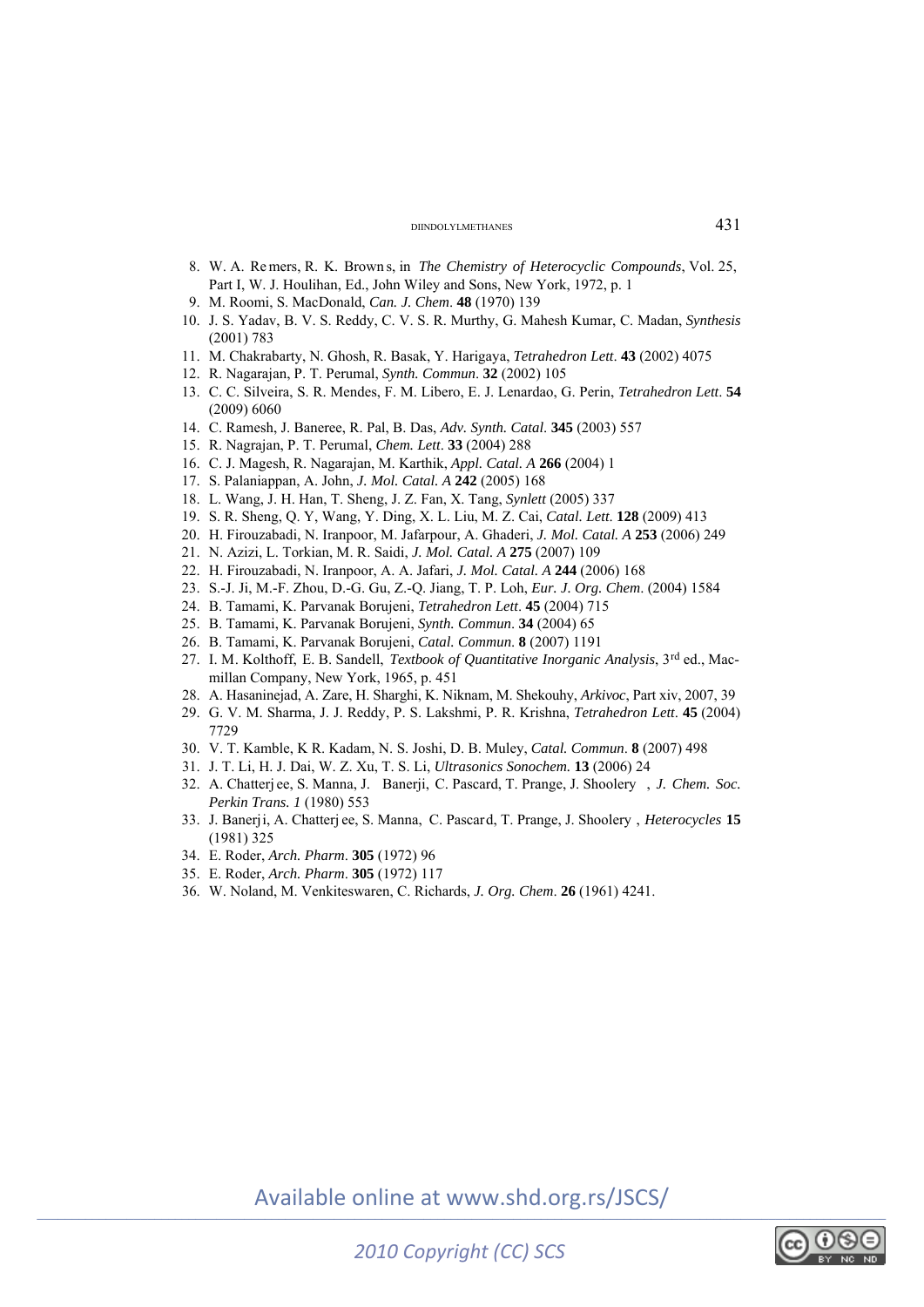8. W. A. Remers, R. K. Browns, in *The Chemistry of Heterocyclic Compounds*, Vol. 25, Part I, W. J. Houlihan, Ed., John Wiley and Sons, New York, 1972, p. 1
9. M. Roomi, S. MacDonald, *Can. J. Chem*. **48** (1970) 139
10. J. S. Yadav, B. V. S. Reddy, C. V. S. R. Murthy, G. Mahesh Kumar, C. Madan, *Synthesis* (2001) 783
11. M. Chakrabarty, N. Ghosh, R. Basak, Y. Harigaya, *Tetrahedron Lett*. **43** (2002) 4075
12. R. Nagarajan, P. T. Perumal, *Synth. Commun*. **32** (2002) 105
13. C. C. Silveira, S. R. Mendes, F. M. Libero, E. J. Lenardao, G. Perin, *Tetrahedron Lett*. **54** (2009) 6060
14. C. Ramesh, J. Baneree, R. Pal, B. Das, *Adv. Synth. Catal*. **345** (2003) 557
15. R. Nagrajan, P. T. Perumal, *Chem. Lett*. **33** (2004) 288
16. C. J. Magesh, R. Nagarajan, M. Karthik, *Appl. Catal. A* **266** (2004) 1
17. S. Palaniappan, A. John, *J. Mol. Catal. A* **242** (2005) 168
18. L. Wang, J. H. Han, T. Sheng, J. Z. Fan, X. Tang, *Synlett* (2005) 337
19. S. R. Sheng, Q. Y, Wang, Y. Ding, X. L. Liu, M. Z. Cai, *Catal. Lett.* **128** (2009) 413
20. H. Firouzabadi, N. Iranpoor, M. Jafarpour, A. Ghaderi, *J. Mol. Catal. A* **253** (2006) 249
21. N. Azizi, L. Torkian, M. R. Saidi, *J. Mol. Catal. A* **275** (2007) 109
22. H. Firouzabadi, N. Iranpoor, A. A. Jafari, *J. Mol. Catal. A* **244** (2006) 168
23. S.-J. Ji, M.-F. Zhou, D.-G. Gu, Z.-Q. Jiang, T. P. Loh, *Eur. J. Org. Chem*. (2004) 1584
24. B. Tamami, K. Parvanak Borujeni, *Tetrahedron Lett*. **45** (2004) 715
25. B. Tamami, K. Parvanak Borujeni, *Synth. Commun*. **34** (2004) 65
26. B. Tamami, K. Parvanak Borujeni, *Catal. Commun*. **8** (2007) 1191
27. I. M. Kolthoff, E. B. Sandell, *Textbook of Quantitative Inorganic Analysis*, 3rd ed., Macmillan Company, New York, 1965, p. 451
28. A. Hasaninejad, A. Zare, H. Sharghi, K. Niknam, M. Shekouhy, *Arkivoc*, Part xiv, 2007, 39
29. G. V. M. Sharma, J. J. Reddy, P. S. Lakshmi, P. R. Krishna, *Tetrahedron Lett*. **45** (2004) 7729
30. V. T. Kamble, K R. Kadam, N. S. Joshi, D. B. Muley, *Catal. Commun*. **8** (2007) 498
31. J. T. Li, H. J. Dai, W. Z. Xu, T. S. Li, *Ultrasonics Sonochem.* **13** (2006) 24
32. A. Chatterjee, S. Manna, J. Banerji, C. Pascard, T. Prange, J. Shoolery, *J. Chem. Soc. Perkin Trans. 1* (1980) 553
33. J. Banerji, A. Chatterjee, S. Manna, C. Pascard, T. Prange, J. Shoolery, *Heterocycles* **15** (1981) 325
34. E. Roder, *Arch. Pharm*. **305** (1972) 96
35. E. Roder, *Arch. Pharm*. **305** (1972) 117
36. W. Noland, M. Venkiteswaren, C. Richards, *J. Org. Chem*. **26** (1961) 4241.